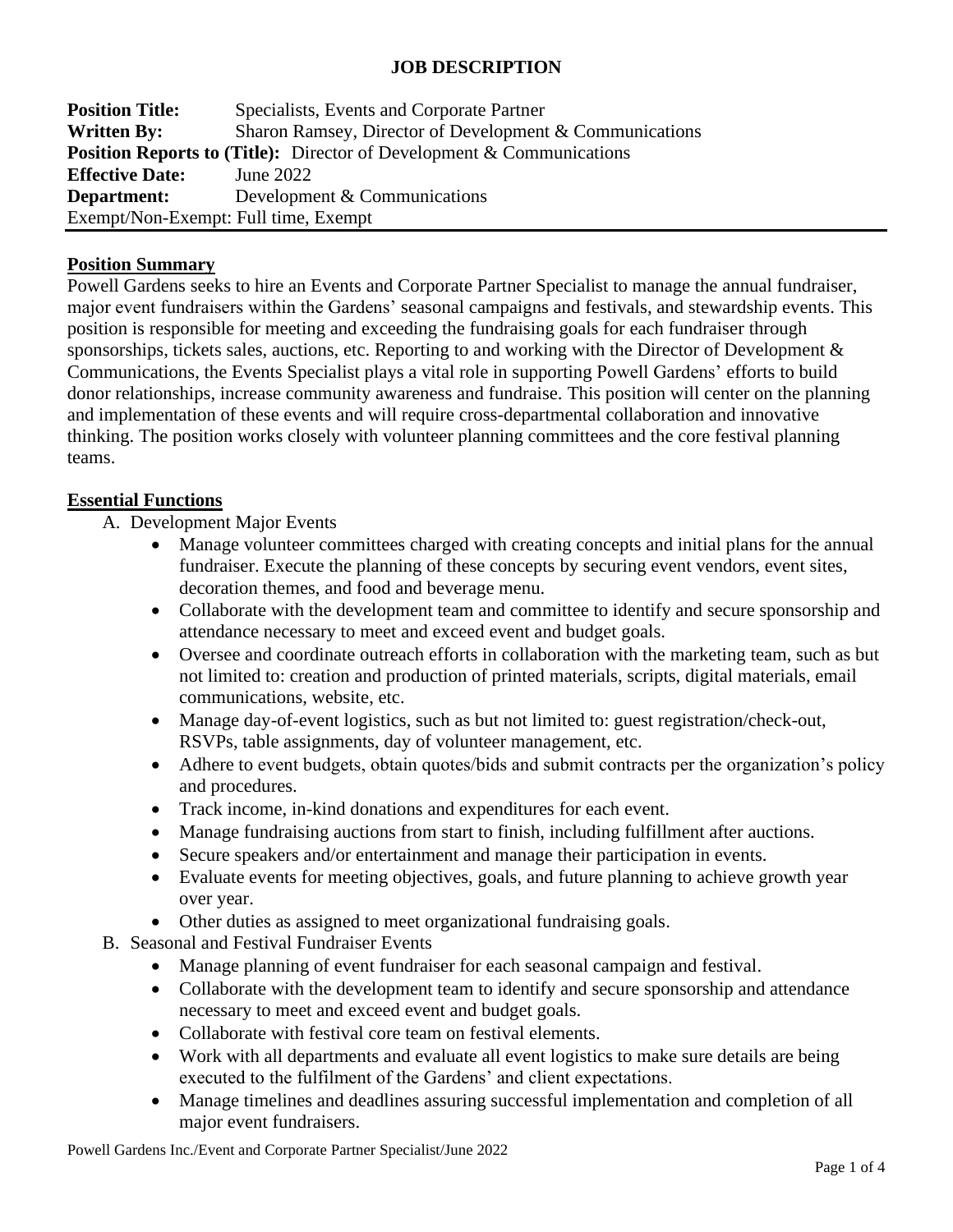# JOB DESCRIPTION

**Position Title:** Specialists, Events and Corporate Partner
**Written By:** Sharon Ramsey, Director of Development & Communications
**Position Reports to (Title):** Director of Development & Communications
**Effective Date:** June 2022
**Department:** Development & Communications
Exempt/Non-Exempt: Full time, Exempt

---

## Position Summary

Powell Gardens seeks to hire an Events and Corporate Partner Specialist to manage the annual fundraiser, major event fundraisers within the Gardens' seasonal campaigns and festivals, and stewardship events. This position is responsible for meeting and exceeding the fundraising goals for each fundraiser through sponsorships, tickets sales, auctions, etc. Reporting to and working with the Director of Development & Communications, the Events Specialist plays a vital role in supporting Powell Gardens' efforts to build donor relationships, increase community awareness and fundraise. This position will center on the planning and implementation of these events and will require cross-departmental collaboration and innovative thinking. The position works closely with volunteer planning committees and the core festival planning teams.

## Essential Functions

A. Development Major Events
- Manage volunteer committees charged with creating concepts and initial plans for the annual fundraiser. Execute the planning of these concepts by securing event vendors, event sites, decoration themes, and food and beverage menu.
- Collaborate with the development team and committee to identify and secure sponsorship and attendance necessary to meet and exceed event and budget goals.
- Oversee and coordinate outreach efforts in collaboration with the marketing team, such as but not limited to: creation and production of printed materials, scripts, digital materials, email communications, website, etc.
- Manage day-of-event logistics, such as but not limited to: guest registration/check-out, RSVPs, table assignments, day of volunteer management, etc.
- Adhere to event budgets, obtain quotes/bids and submit contracts per the organization's policy and procedures.
- Track income, in-kind donations and expenditures for each event.
- Manage fundraising auctions from start to finish, including fulfillment after auctions.
- Secure speakers and/or entertainment and manage their participation in events.
- Evaluate events for meeting objectives, goals, and future planning to achieve growth year over year.
- Other duties as assigned to meet organizational fundraising goals.

B. Seasonal and Festival Fundraiser Events
- Manage planning of event fundraiser for each seasonal campaign and festival.
- Collaborate with the development team to identify and secure sponsorship and attendance necessary to meet and exceed event and budget goals.
- Collaborate with festival core team on festival elements.
- Work with all departments and evaluate all event logistics to make sure details are being executed to the fulfilment of the Gardens' and client expectations.
- Manage timelines and deadlines assuring successful implementation and completion of all major event fundraisers.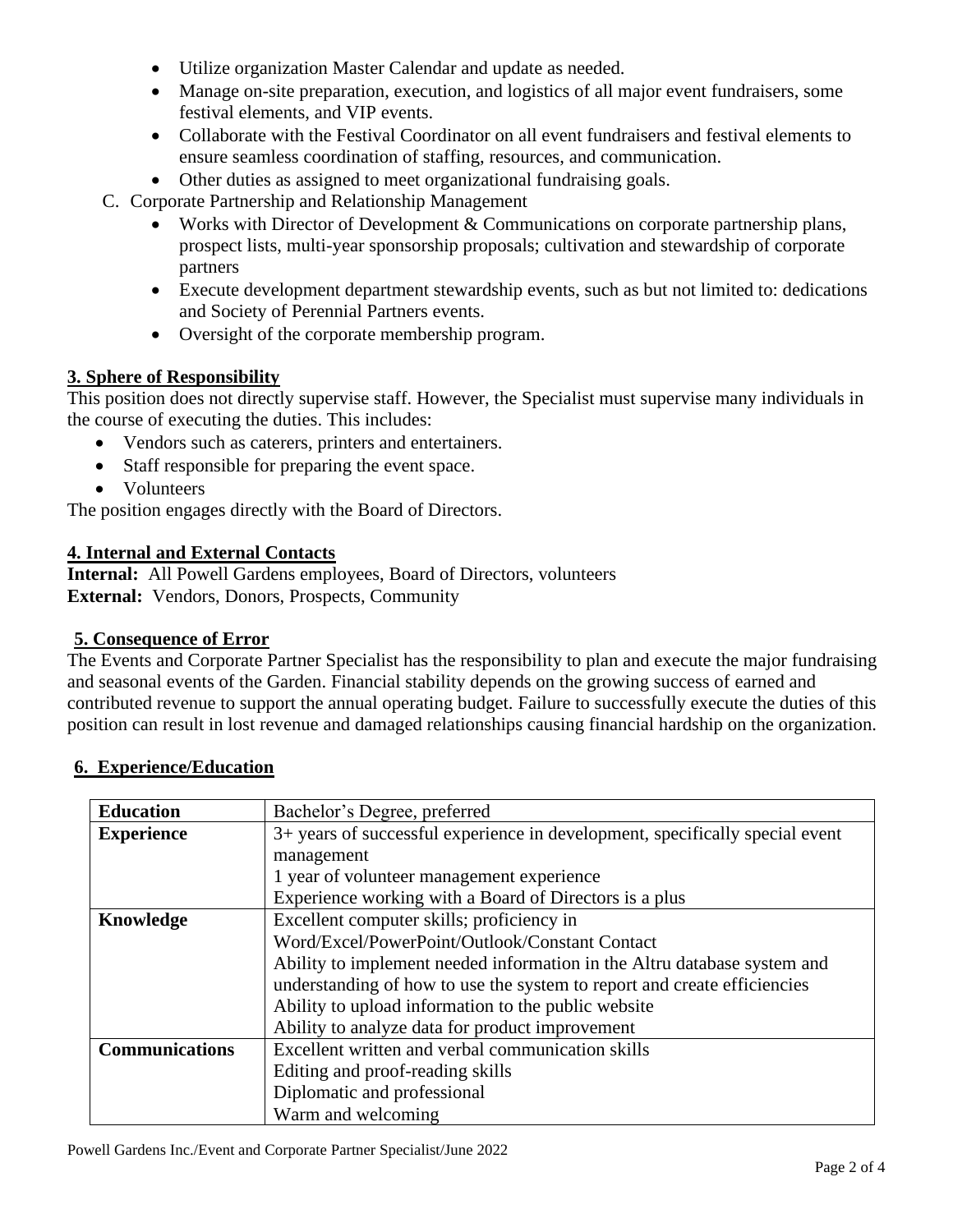- Utilize organization Master Calendar and update as needed.
- Manage on-site preparation, execution, and logistics of all major event fundraisers, some festival elements, and VIP events.
- Collaborate with the Festival Coordinator on all event fundraisers and festival elements to ensure seamless coordination of staffing, resources, and communication.
- Other duties as assigned to meet organizational fundraising goals.

C. Corporate Partnership and Relationship Management

- Works with Director of Development & Communications on corporate partnership plans, prospect lists, multi-year sponsorship proposals; cultivation and stewardship of corporate partners
- Execute development department stewardship events, such as but not limited to: dedications and Society of Perennial Partners events.
- Oversight of the corporate membership program.

## 3. Sphere of Responsibility

This position does not directly supervise staff. However, the Specialist must supervise many individuals in the course of executing the duties. This includes:

- Vendors such as caterers, printers and entertainers.
- Staff responsible for preparing the event space.
- Volunteers

The position engages directly with the Board of Directors.

## 4. Internal and External Contacts

**Internal:** All Powell Gardens employees, Board of Directors, volunteers
**External:** Vendors, Donors, Prospects, Community

## 5. Consequence of Error

The Events and Corporate Partner Specialist has the responsibility to plan and execute the major fundraising and seasonal events of the Garden. Financial stability depends on the growing success of earned and contributed revenue to support the annual operating budget. Failure to successfully execute the duties of this position can result in lost revenue and damaged relationships causing financial hardship on the organization.

## 6. Experience/Education

| | |
|---|---|
| **Education** | Bachelor's Degree, preferred |
| **Experience** | 3+ years of successful experience in development, specifically special event management<br>1 year of volunteer management experience<br>Experience working with a Board of Directors is a plus |
| **Knowledge** | Excellent computer skills; proficiency in Word/Excel/PowerPoint/Outlook/Constant Contact<br>Ability to implement needed information in the Altru database system and understanding of how to use the system to report and create efficiencies<br>Ability to upload information to the public website<br>Ability to analyze data for product improvement |
| **Communications** | Excellent written and verbal communication skills<br>Editing and proof-reading skills<br>Diplomatic and professional<br>Warm and welcoming |

Powell Gardens Inc./Event and Corporate Partner Specialist/June 2022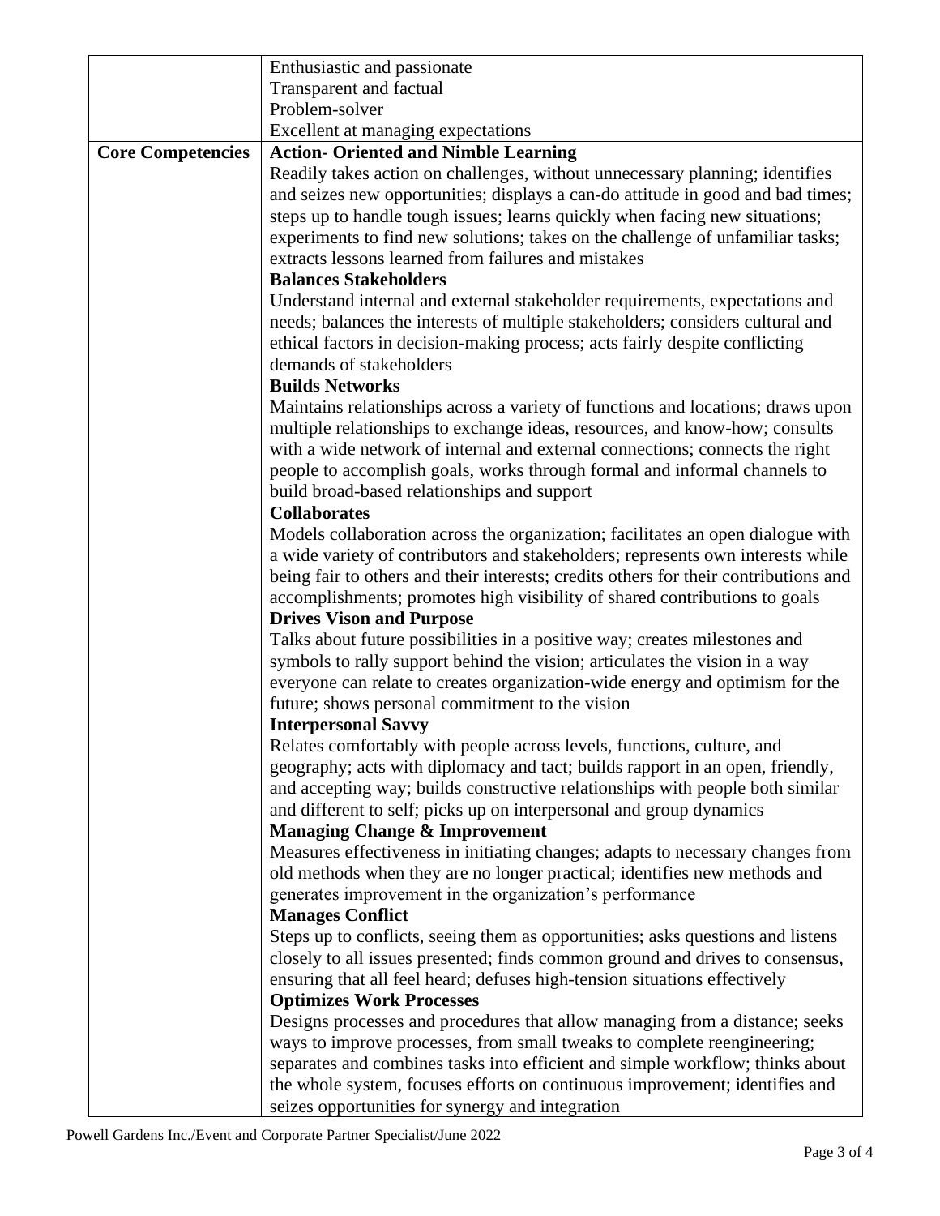| | |
|---|---|
| | Enthusiastic and passionate<br>Transparent and factual<br>Problem-solver<br>Excellent at managing expectations |
| **Core Competencies** | **Action- Oriented and Nimble Learning**<br>Readily takes action on challenges, without unnecessary planning; identifies and seizes new opportunities; displays a can-do attitude in good and bad times; steps up to handle tough issues; learns quickly when facing new situations; experiments to find new solutions; takes on the challenge of unfamiliar tasks; extracts lessons learned from failures and mistakes<br>**Balances Stakeholders**<br>Understand internal and external stakeholder requirements, expectations and needs; balances the interests of multiple stakeholders; considers cultural and ethical factors in decision-making process; acts fairly despite conflicting demands of stakeholders<br>**Builds Networks**<br>Maintains relationships across a variety of functions and locations; draws upon multiple relationships to exchange ideas, resources, and know-how; consults with a wide network of internal and external connections; connects the right people to accomplish goals, works through formal and informal channels to build broad-based relationships and support<br>**Collaborates**<br>Models collaboration across the organization; facilitates an open dialogue with a wide variety of contributors and stakeholders; represents own interests while being fair to others and their interests; credits others for their contributions and accomplishments; promotes high visibility of shared contributions to goals<br>**Drives Vison and Purpose**<br>Talks about future possibilities in a positive way; creates milestones and symbols to rally support behind the vision; articulates the vision in a way everyone can relate to creates organization-wide energy and optimism for the future; shows personal commitment to the vision<br>**Interpersonal Savvy**<br>Relates comfortably with people across levels, functions, culture, and geography; acts with diplomacy and tact; builds rapport in an open, friendly, and accepting way; builds constructive relationships with people both similar and different to self; picks up on interpersonal and group dynamics<br>**Managing Change & Improvement**<br>Measures effectiveness in initiating changes; adapts to necessary changes from old methods when they are no longer practical; identifies new methods and generates improvement in the organization's performance<br>**Manages Conflict**<br>Steps up to conflicts, seeing them as opportunities; asks questions and listens closely to all issues presented; finds common ground and drives to consensus, ensuring that all feel heard; defuses high-tension situations effectively<br>**Optimizes Work Processes**<br>Designs processes and procedures that allow managing from a distance; seeks ways to improve processes, from small tweaks to complete reengineering; separates and combines tasks into efficient and simple workflow; thinks about the whole system, focuses efforts on continuous improvement; identifies and seizes opportunities for synergy and integration |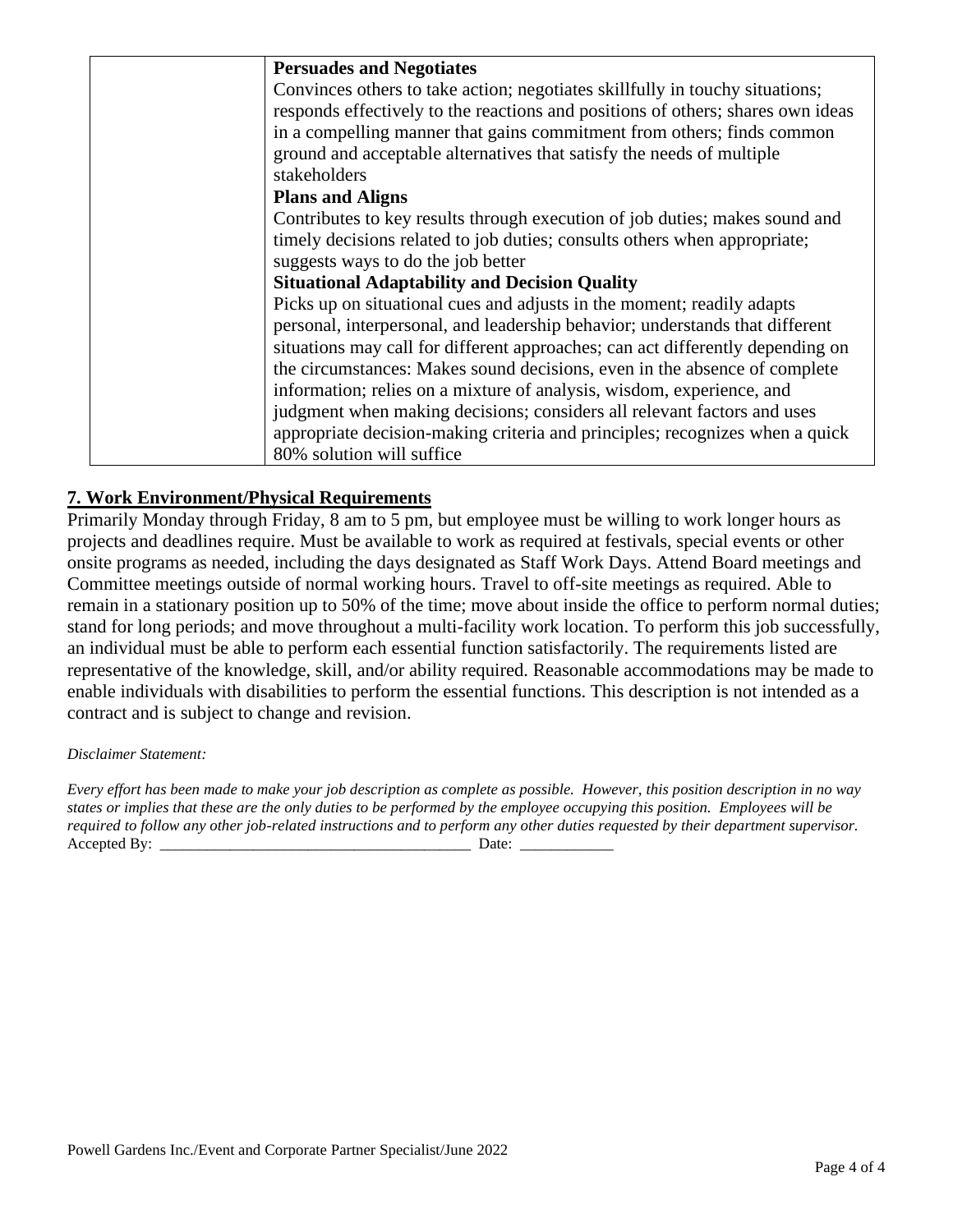| | |
|---|---|
| | **Persuades and Negotiates**<br>Convinces others to take action; negotiates skillfully in touchy situations; responds effectively to the reactions and positions of others; shares own ideas in a compelling manner that gains commitment from others; finds common ground and acceptable alternatives that satisfy the needs of multiple stakeholders<br>**Plans and Aligns**<br>Contributes to key results through execution of job duties; makes sound and timely decisions related to job duties; consults others when appropriate; suggests ways to do the job better<br>**Situational Adaptability and Decision Quality**<br>Picks up on situational cues and adjusts in the moment; readily adapts personal, interpersonal, and leadership behavior; understands that different situations may call for different approaches; can act differently depending on the circumstances: Makes sound decisions, even in the absence of complete information; relies on a mixture of analysis, wisdom, experience, and judgment when making decisions; considers all relevant factors and uses appropriate decision-making criteria and principles; recognizes when a quick 80% solution will suffice |

## 7. Work Environment/Physical Requirements

Primarily Monday through Friday, 8 am to 5 pm, but employee must be willing to work longer hours as projects and deadlines require. Must be available to work as required at festivals, special events or other onsite programs as needed, including the days designated as Staff Work Days. Attend Board meetings and Committee meetings outside of normal working hours. Travel to off-site meetings as required. Able to remain in a stationary position up to 50% of the time; move about inside the office to perform normal duties; stand for long periods; and move throughout a multi-facility work location. To perform this job successfully, an individual must be able to perform each essential function satisfactorily. The requirements listed are representative of the knowledge, skill, and/or ability required. Reasonable accommodations may be made to enable individuals with disabilities to perform the essential functions. This description is not intended as a contract and is subject to change and revision.

*Disclaimer Statement:*

*Every effort has been made to make your job description as complete as possible. However, this position description in no way states or implies that these are the only duties to be performed by the employee occupying this position. Employees will be required to follow any other job-related instructions and to perform any other duties requested by their department supervisor.*
Accepted By: ________________________________________ Date: ____________

Powell Gardens Inc./Event and Corporate Partner Specialist/June 2022